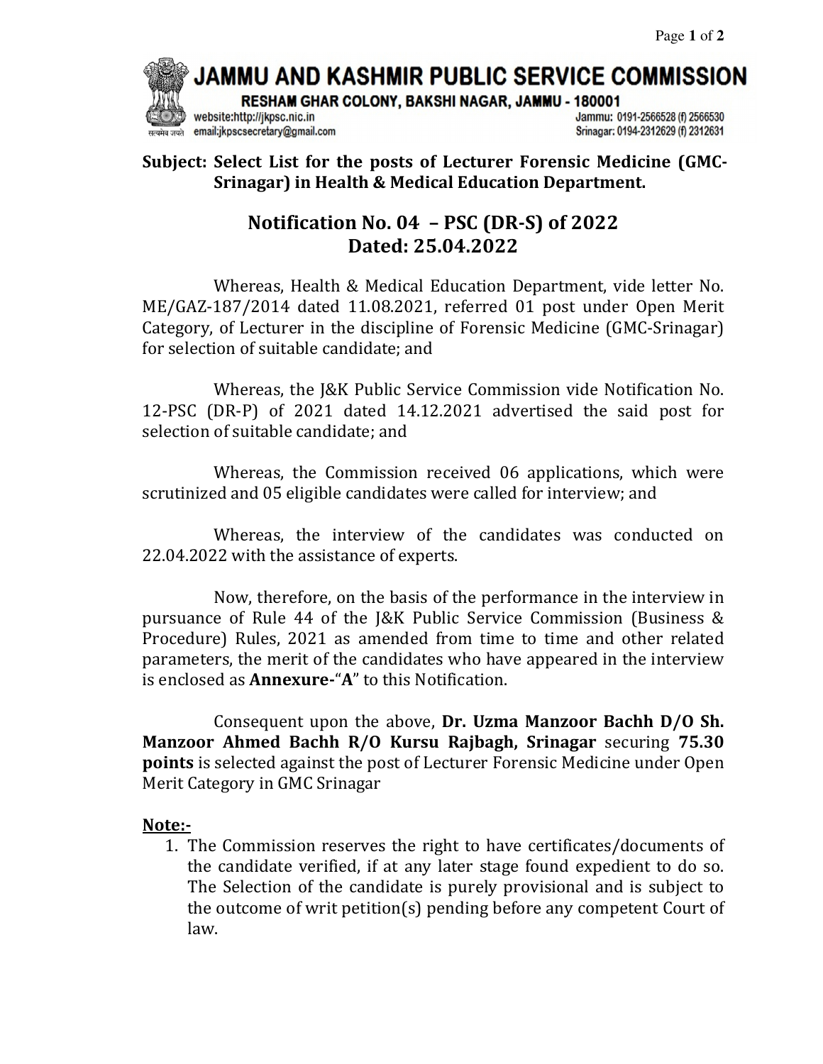# JAMMU AND KASHMIR PUBLIC SERVICE COMMISSION

RESHAM GHAR COLONY, BAKSHI NAGAR, JAMMU - 180001

website:http://jkpsc.nic.in
email:jkpscsecretary@gmail.com

Jammu: 0191-2566528 (f) 2566530
Srinagar: 0194-2312629 (f) 2312631

**Subject: Select List for the posts of Lecturer Forensic Medicine (GMC-Srinagar) in Health & Medical Education Department.**

## Notification No. 04 – PSC (DR-S) of 2022
## Dated: 25.04.2022

Whereas, Health & Medical Education Department, vide letter No. ME/GAZ-187/2014 dated 11.08.2021, referred 01 post under Open Merit Category, of Lecturer in the discipline of Forensic Medicine (GMC-Srinagar) for selection of suitable candidate; and

Whereas, the J&K Public Service Commission vide Notification No. 12-PSC (DR-P) of 2021 dated 14.12.2021 advertised the said post for selection of suitable candidate; and

Whereas, the Commission received 06 applications, which were scrutinized and 05 eligible candidates were called for interview; and

Whereas, the interview of the candidates was conducted on 22.04.2022 with the assistance of experts.

Now, therefore, on the basis of the performance in the interview in pursuance of Rule 44 of the J&K Public Service Commission (Business & Procedure) Rules, 2021 as amended from time to time and other related parameters, the merit of the candidates who have appeared in the interview is enclosed as **Annexure-**"**A**" to this Notification.

Consequent upon the above, **Dr. Uzma Manzoor Bachh D/O Sh. Manzoor Ahmed Bachh R/O Kursu Rajbagh, Srinagar** securing **75.30 points** is selected against the post of Lecturer Forensic Medicine under Open Merit Category in GMC Srinagar

**Note:-**

1. The Commission reserves the right to have certificates/documents of the candidate verified, if at any later stage found expedient to do so. The Selection of the candidate is purely provisional and is subject to the outcome of writ petition(s) pending before any competent Court of law.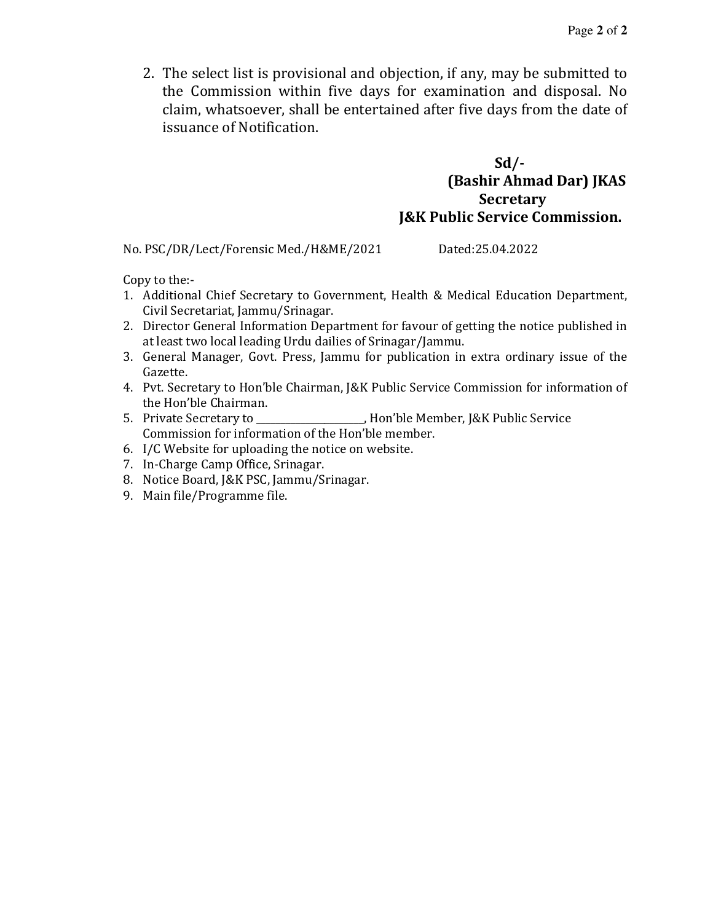2. The select list is provisional and objection, if any, may be submitted to the Commission within five days for examination and disposal. No claim, whatsoever, shall be entertained after five days from the date of issuance of Notification.

**Sd/-**
**(Bashir Ahmad Dar) JKAS**
**Secretary**
**J&K Public Service Commission.**

No. PSC/DR/Lect/Forensic Med./H&ME/2021 Dated:25.04.2022

Copy to the:-

1. Additional Chief Secretary to Government, Health & Medical Education Department, Civil Secretariat, Jammu/Srinagar.
2. Director General Information Department for favour of getting the notice published in at least two local leading Urdu dailies of Srinagar/Jammu.
3. General Manager, Govt. Press, Jammu for publication in extra ordinary issue of the Gazette.
4. Pvt. Secretary to Hon'ble Chairman, J&K Public Service Commission for information of the Hon'ble Chairman.
5. Private Secretary to ____________________, Hon'ble Member, J&K Public Service Commission for information of the Hon'ble member.
6. I/C Website for uploading the notice on website.
7. In-Charge Camp Office, Srinagar.
8. Notice Board, J&K PSC, Jammu/Srinagar.
9. Main file/Programme file.